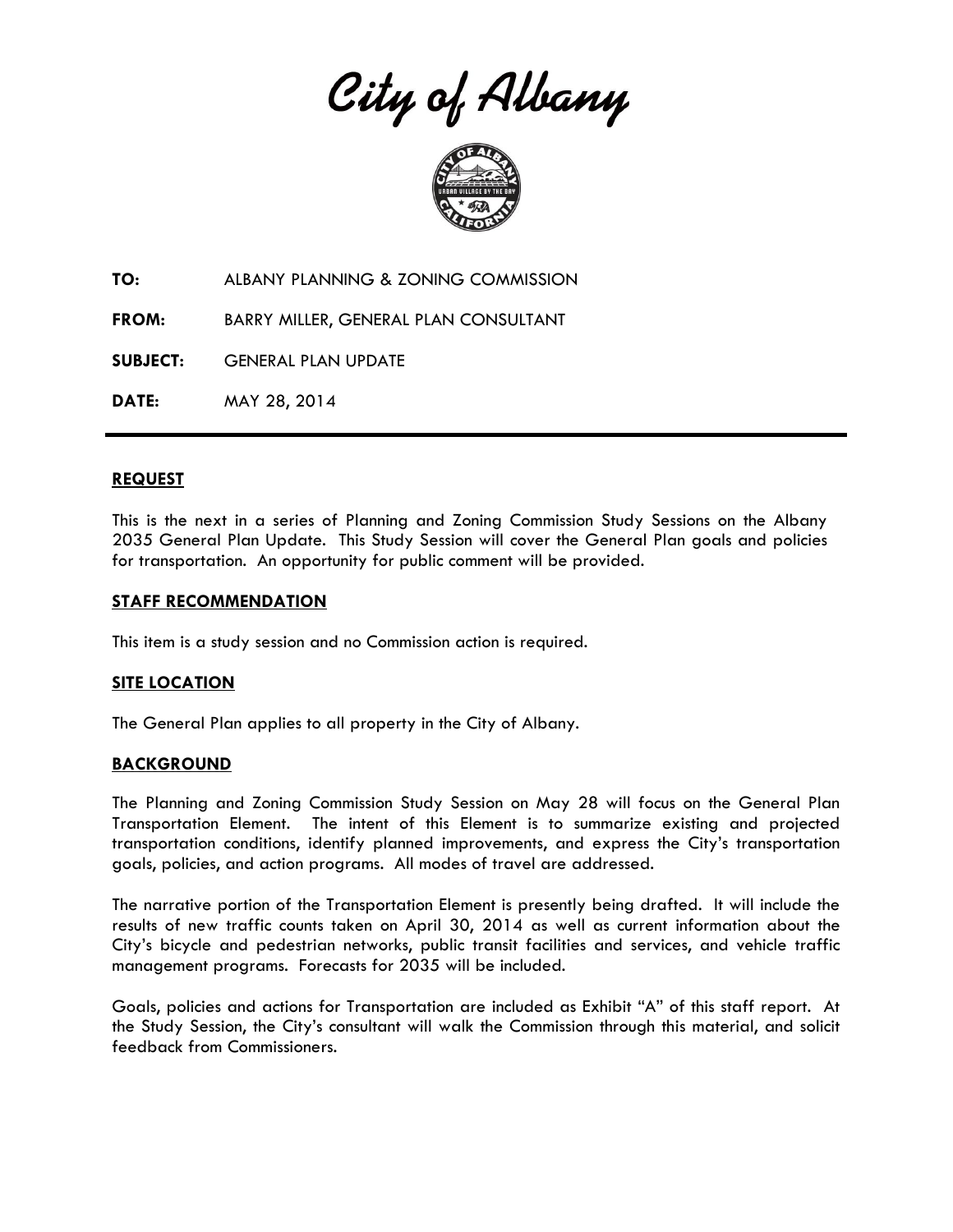# City of Albany

**TO:** ALBANY PLANNING & ZONING COMMISSION

**FROM:** BARRY MILLER, GENERAL PLAN CONSULTANT

**SUBJECT:** GENERAL PLAN UPDATE

**DATE:** MAY 28, 2014

---

## REQUEST

This is the next in a series of Planning and Zoning Commission Study Sessions on the Albany 2035 General Plan Update. This Study Session will cover the General Plan goals and policies for transportation. An opportunity for public comment will be provided.

## STAFF RECOMMENDATION

This item is a study session and no Commission action is required.

## SITE LOCATION

The General Plan applies to all property in the City of Albany.

## BACKGROUND

The Planning and Zoning Commission Study Session on May 28 will focus on the General Plan Transportation Element. The intent of this Element is to summarize existing and projected transportation conditions, identify planned improvements, and express the City's transportation goals, policies, and action programs. All modes of travel are addressed.

The narrative portion of the Transportation Element is presently being drafted. It will include the results of new traffic counts taken on April 30, 2014 as well as current information about the City's bicycle and pedestrian networks, public transit facilities and services, and vehicle traffic management programs. Forecasts for 2035 will be included.

Goals, policies and actions for Transportation are included as Exhibit "A" of this staff report. At the Study Session, the City's consultant will walk the Commission through this material, and solicit feedback from Commissioners.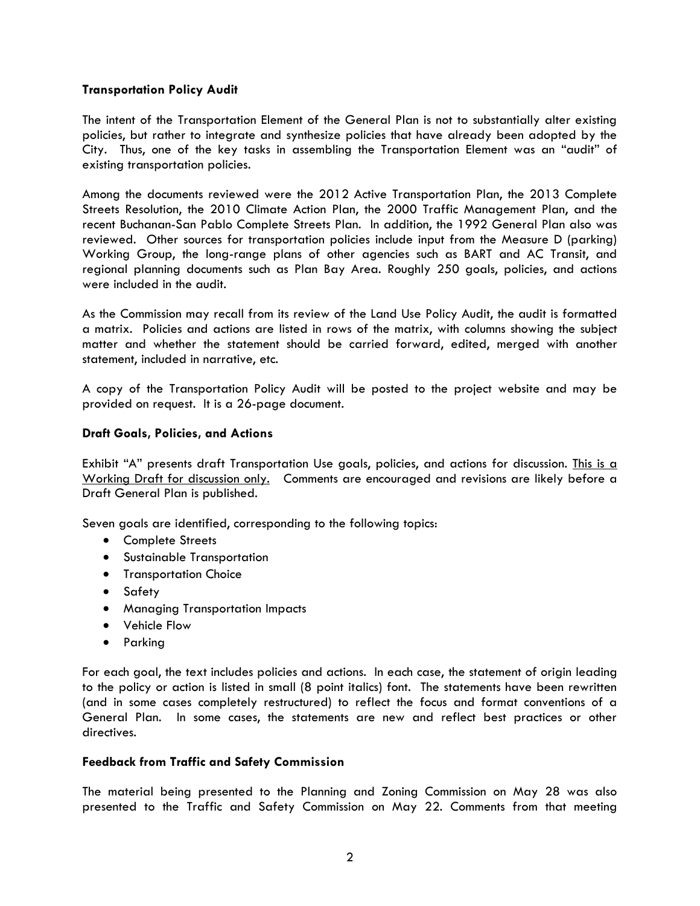**Transportation Policy Audit**

The intent of the Transportation Element of the General Plan is not to substantially alter existing policies, but rather to integrate and synthesize policies that have already been adopted by the City. Thus, one of the key tasks in assembling the Transportation Element was an "audit" of existing transportation policies.

Among the documents reviewed were the 2012 Active Transportation Plan, the 2013 Complete Streets Resolution, the 2010 Climate Action Plan, the 2000 Traffic Management Plan, and the recent Buchanan-San Pablo Complete Streets Plan. In addition, the 1992 General Plan also was reviewed. Other sources for transportation policies include input from the Measure D (parking) Working Group, the long-range plans of other agencies such as BART and AC Transit, and regional planning documents such as Plan Bay Area. Roughly 250 goals, policies, and actions were included in the audit.

As the Commission may recall from its review of the Land Use Policy Audit, the audit is formatted a matrix. Policies and actions are listed in rows of the matrix, with columns showing the subject matter and whether the statement should be carried forward, edited, merged with another statement, included in narrative, etc.

A copy of the Transportation Policy Audit will be posted to the project website and may be provided on request. It is a 26-page document.

**Draft Goals, Policies, and Actions**

Exhibit "A" presents draft Transportation Use goals, policies, and actions for discussion. This is a Working Draft for discussion only. Comments are encouraged and revisions are likely before a Draft General Plan is published.

Seven goals are identified, corresponding to the following topics:

- Complete Streets
- Sustainable Transportation
- Transportation Choice
- Safety
- Managing Transportation Impacts
- Vehicle Flow
- Parking

For each goal, the text includes policies and actions. In each case, the statement of origin leading to the policy or action is listed in small (8 point italics) font. The statements have been rewritten (and in some cases completely restructured) to reflect the focus and format conventions of a General Plan. In some cases, the statements are new and reflect best practices or other directives.

**Feedback from Traffic and Safety Commission**

The material being presented to the Planning and Zoning Commission on May 28 was also presented to the Traffic and Safety Commission on May 22. Comments from that meeting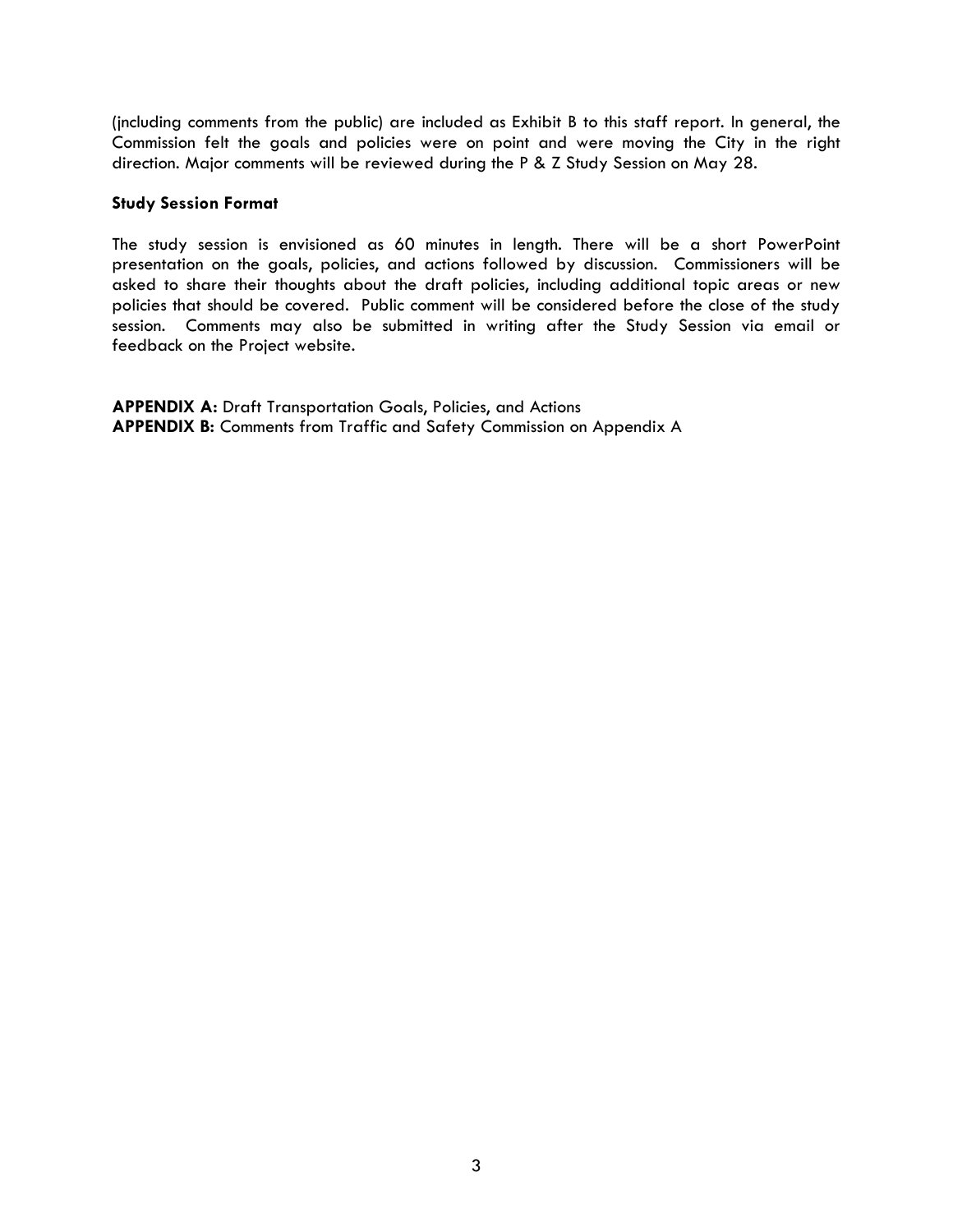(including comments from the public) are included as Exhibit B to this staff report. In general, the Commission felt the goals and policies were on point and were moving the City in the right direction. Major comments will be reviewed during the P & Z Study Session on May 28.

**Study Session Format**

The study session is envisioned as 60 minutes in length. There will be a short PowerPoint presentation on the goals, policies, and actions followed by discussion. Commissioners will be asked to share their thoughts about the draft policies, including additional topic areas or new policies that should be covered. Public comment will be considered before the close of the study session. Comments may also be submitted in writing after the Study Session via email or feedback on the Project website.

**APPENDIX A:** Draft Transportation Goals, Policies, and Actions
**APPENDIX B:** Comments from Traffic and Safety Commission on Appendix A